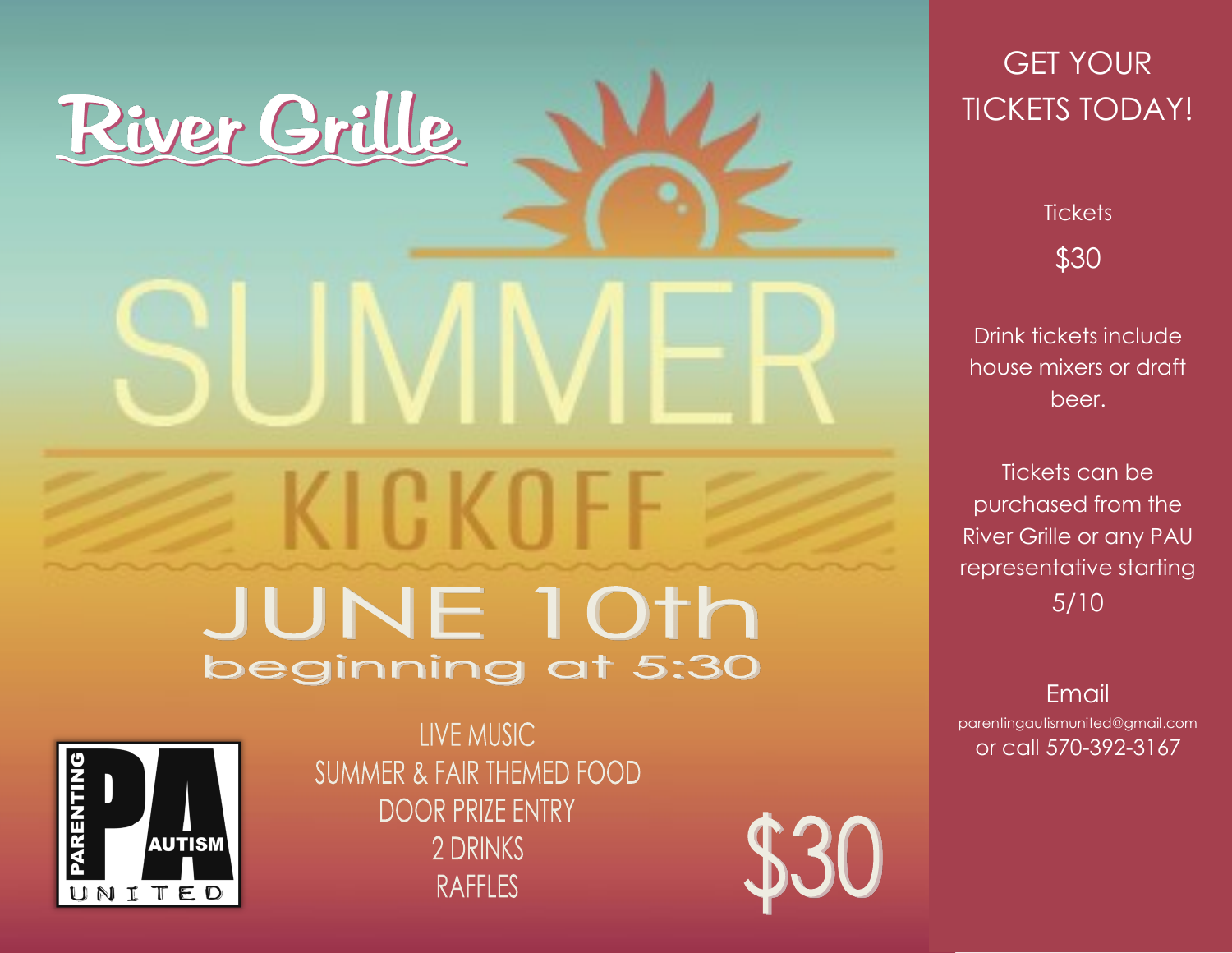# River Grille

# SUMMER KICKOFF

## JUNE 10th

### beginning at 5:30

PARENTING PA AUTISM UNITED

LIVE MUSIC
SUMMER & FAIR THEMED FOOD
DOOR PRIZE ENTRY
2 DRINKS
RAFFLES

$30

## GET YOUR TICKETS TODAY!

Tickets

$30

Drink tickets include house mixers or draft beer.

Tickets can be purchased from the River Grille or any PAU representative starting 5/10

Email
parentingautismunited@gmail.com
or call 570-392-3167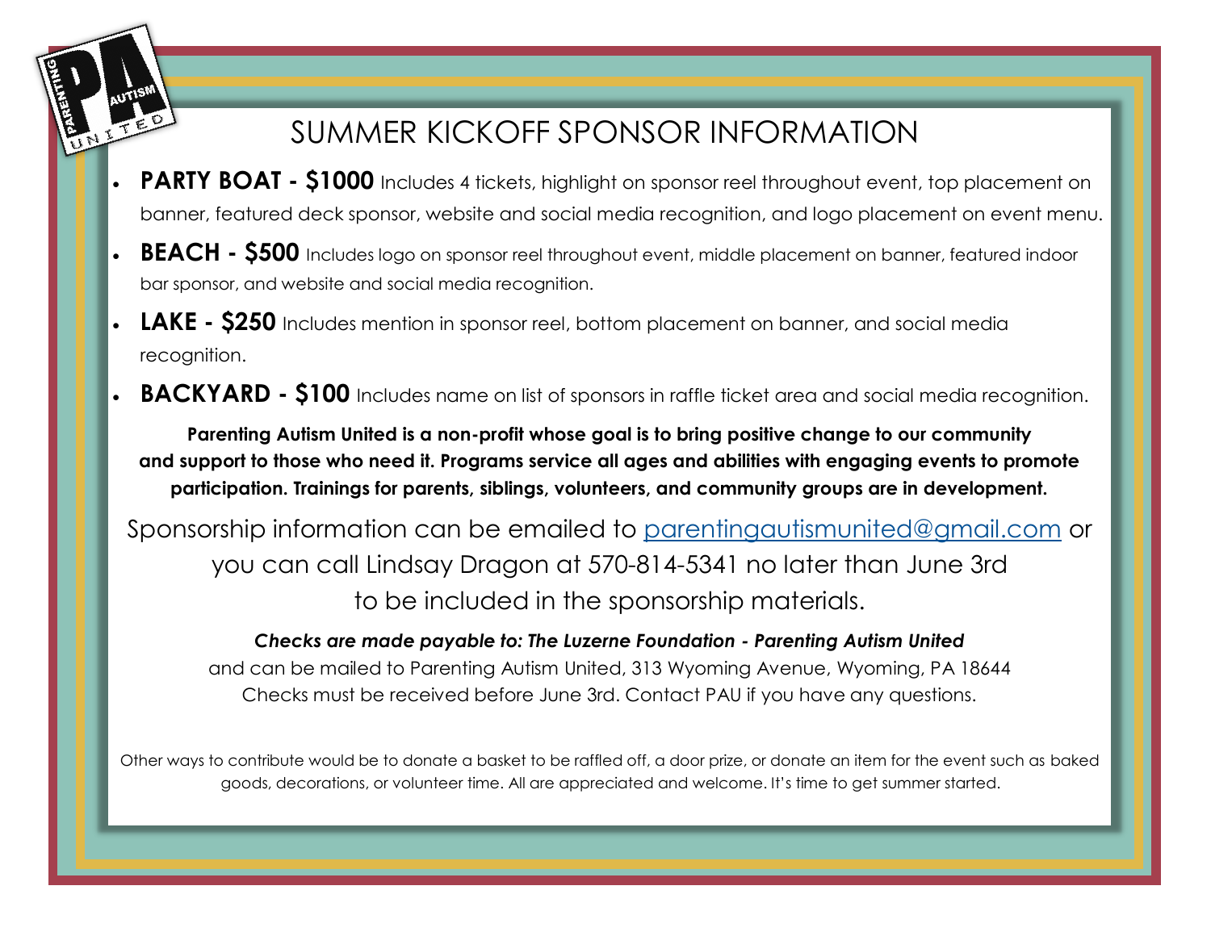# SUMMER KICKOFF SPONSOR INFORMATION

- **PARTY BOAT - $1000** Includes 4 tickets, highlight on sponsor reel throughout event, top placement on banner, featured deck sponsor, website and social media recognition, and logo placement on event menu.
- **BEACH - $500** Includes logo on sponsor reel throughout event, middle placement on banner, featured indoor bar sponsor, and website and social media recognition.
- **LAKE - $250** Includes mention in sponsor reel, bottom placement on banner, and social media recognition.
- **BACKYARD - $100** Includes name on list of sponsors in raffle ticket area and social media recognition.

**Parenting Autism United is a non-profit whose goal is to bring positive change to our community and support to those who need it. Programs service all ages and abilities with engaging events to promote participation. Trainings for parents, siblings, volunteers, and community groups are in development.**

Sponsorship information can be emailed to parentingautismunited@gmail.com or you can call Lindsay Dragon at 570-814-5341 no later than June 3rd to be included in the sponsorship materials.

***Checks are made payable to: The Luzerne Foundation - Parenting Autism United***
and can be mailed to Parenting Autism United, 313 Wyoming Avenue, Wyoming, PA 18644
Checks must be received before June 3rd. Contact PAU if you have any questions.

Other ways to contribute would be to donate a basket to be raffled off, a door prize, or donate an item for the event such as baked goods, decorations, or volunteer time. All are appreciated and welcome. It's time to get summer started.